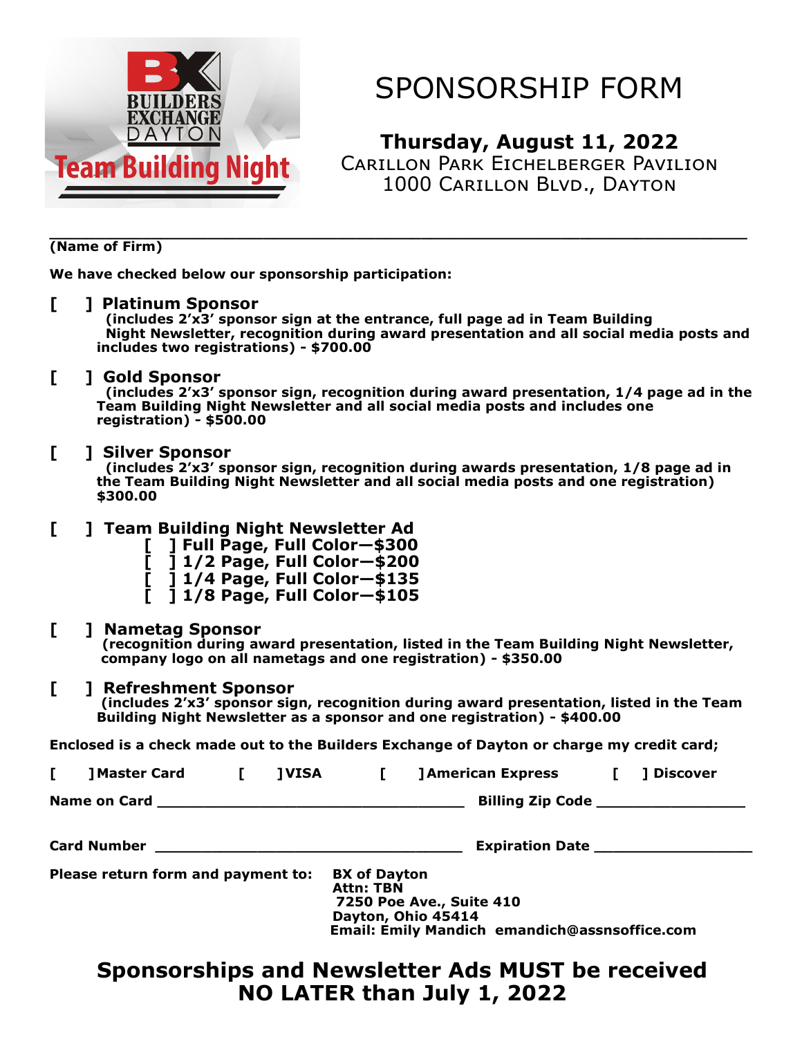BUILDERS EXCHANGE DAYTON

Team Building Night

# SPONSORSHIP FORM

**Thursday, August 11, 2022**

Carillon Park Eichelberger Pavilion
1000 Carillon Blvd., Dayton

________________________________________________________________

**(Name of Firm)**

**We have checked below our sponsorship participation:**

**[ ] Platinum Sponsor**
**(includes 2'x3' sponsor sign at the entrance, full page ad in Team Building Night Newsletter, recognition during award presentation and all social media posts and includes two registrations) - $700.00**

**[ ] Gold Sponsor**
**(includes 2'x3' sponsor sign, recognition during award presentation, 1/4 page ad in the Team Building Night Newsletter and all social media posts and includes one registration) - $500.00**

**[ ] Silver Sponsor**
**(includes 2'x3' sponsor sign, recognition during awards presentation, 1/8 page ad in the Team Building Night Newsletter and all social media posts and one registration) $300.00**

**[ ] Team Building Night Newsletter Ad**
- **[ ] Full Page, Full Color—$300**
- **[ ] 1/2 Page, Full Color—$200**
- **[ ] 1/4 Page, Full Color—$135**
- **[ ] 1/8 Page, Full Color—$105**

**[ ] Nametag Sponsor**
**(recognition during award presentation, listed in the Team Building Night Newsletter, company logo on all nametags and one registration) - $350.00**

**[ ] Refreshment Sponsor**
**(includes 2'x3' sponsor sign, recognition during award presentation, listed in the Team Building Night Newsletter as a sponsor and one registration) - $400.00**

**Enclosed is a check made out to the Builders Exchange of Dayton or charge my credit card;**

**[ ] Master Card [ ] VISA [ ] American Express [ ] Discover**

**Name on Card** ______________________________ **Billing Zip Code** ______________

**Card Number** ______________________________ **Expiration Date** ______________

**Please return form and payment to:**
**BX of Dayton**
**Attn: TBN**
**7250 Poe Ave., Suite 410**
**Dayton, Ohio 45414**
**Email: Emily Mandich emandich@assnsoffice.com**

## Sponsorships and Newsletter Ads MUST be received NO LATER than July 1, 2022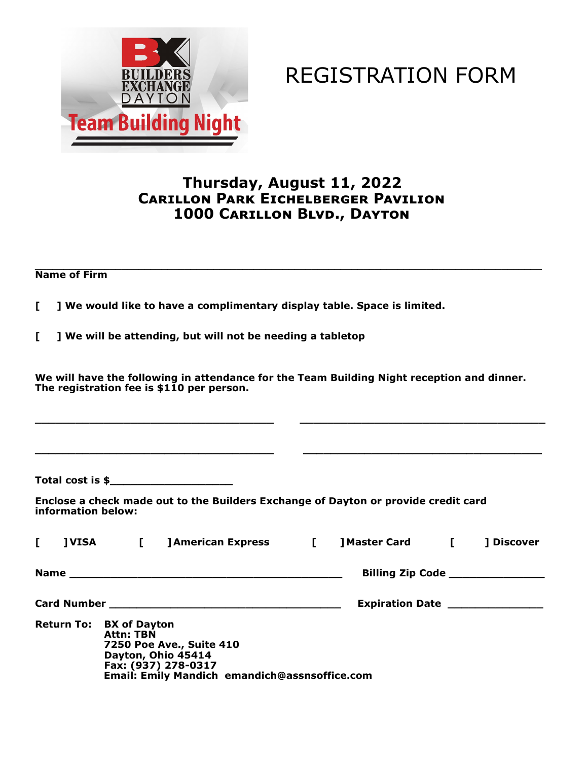# REGISTRATION FORM

BUILDERS EXCHANGE DAYTON

Team Building Night

## Thursday, August 11, 2022
### Carillon Park Eichelberger Pavilion
### 1000 Carillon Blvd., Dayton

_______________________________________________________________

**Name of Firm**

**[ ] We would like to have a complimentary display table. Space is limited.**

**[ ] We will be attending, but will not be needing a tabletop**

**We will have the following in attendance for the Team Building Night reception and dinner. The registration fee is $110 per person.**

_______________________________ _______________________________

_______________________________ _______________________________

**Total cost is $____________________**

**Enclose a check made out to the Builders Exchange of Dayton or provide credit card information below:**

**[ ] VISA [ ] American Express [ ] Master Card [ ] Discover**

**Name** ____________________________________ **Billing Zip Code** _______________

**Card Number** ______________________________ **Expiration Date** _______________

**Return To:** **BX of Dayton**
**Attn: TBN**
**7250 Poe Ave., Suite 410**
**Dayton, Ohio 45414**
**Fax: (937) 278-0317**
**Email: Emily Mandich emandich@assnsoffice.com**